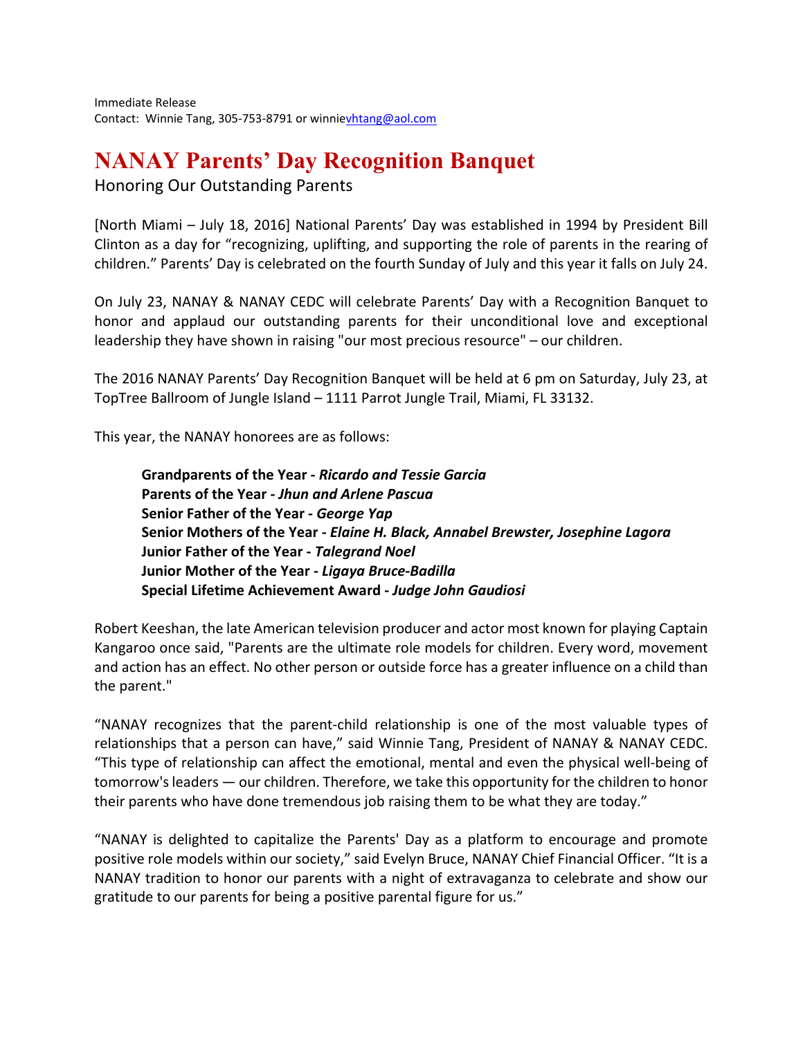Immediate Release
Contact: Winnie Tang, 305-753-8791 or winnievhtang@aol.com

# NANAY Parents' Day Recognition Banquet

Honoring Our Outstanding Parents

[North Miami – July 18, 2016] National Parents' Day was established in 1994 by President Bill Clinton as a day for "recognizing, uplifting, and supporting the role of parents in the rearing of children." Parents' Day is celebrated on the fourth Sunday of July and this year it falls on July 24.

On July 23, NANAY & NANAY CEDC will celebrate Parents' Day with a Recognition Banquet to honor and applaud our outstanding parents for their unconditional love and exceptional leadership they have shown in raising "our most precious resource" – our children.

The 2016 NANAY Parents' Day Recognition Banquet will be held at 6 pm on Saturday, July 23, at TopTree Ballroom of Jungle Island – 1111 Parrot Jungle Trail, Miami, FL 33132.

This year, the NANAY honorees are as follows:

**Grandparents of the Year -** ***Ricardo and Tessie Garcia***
**Parents of the Year -** ***Jhun and Arlene Pascua***
**Senior Father of the Year -** ***George Yap***
**Senior Mothers of the Year -** ***Elaine H. Black, Annabel Brewster, Josephine Lagora***
**Junior Father of the Year -** ***Talegrand Noel***
**Junior Mother of the Year -** ***Ligaya Bruce-Badilla***
**Special Lifetime Achievement Award -** ***Judge John Gaudiosi***

Robert Keeshan, the late American television producer and actor most known for playing Captain Kangaroo once said, "Parents are the ultimate role models for children. Every word, movement and action has an effect. No other person or outside force has a greater influence on a child than the parent."

"NANAY recognizes that the parent-child relationship is one of the most valuable types of relationships that a person can have," said Winnie Tang, President of NANAY & NANAY CEDC. "This type of relationship can affect the emotional, mental and even the physical well-being of tomorrow's leaders — our children. Therefore, we take this opportunity for the children to honor their parents who have done tremendous job raising them to be what they are today."

"NANAY is delighted to capitalize the Parents' Day as a platform to encourage and promote positive role models within our society," said Evelyn Bruce, NANAY Chief Financial Officer. "It is a NANAY tradition to honor our parents with a night of extravaganza to celebrate and show our gratitude to our parents for being a positive parental figure for us."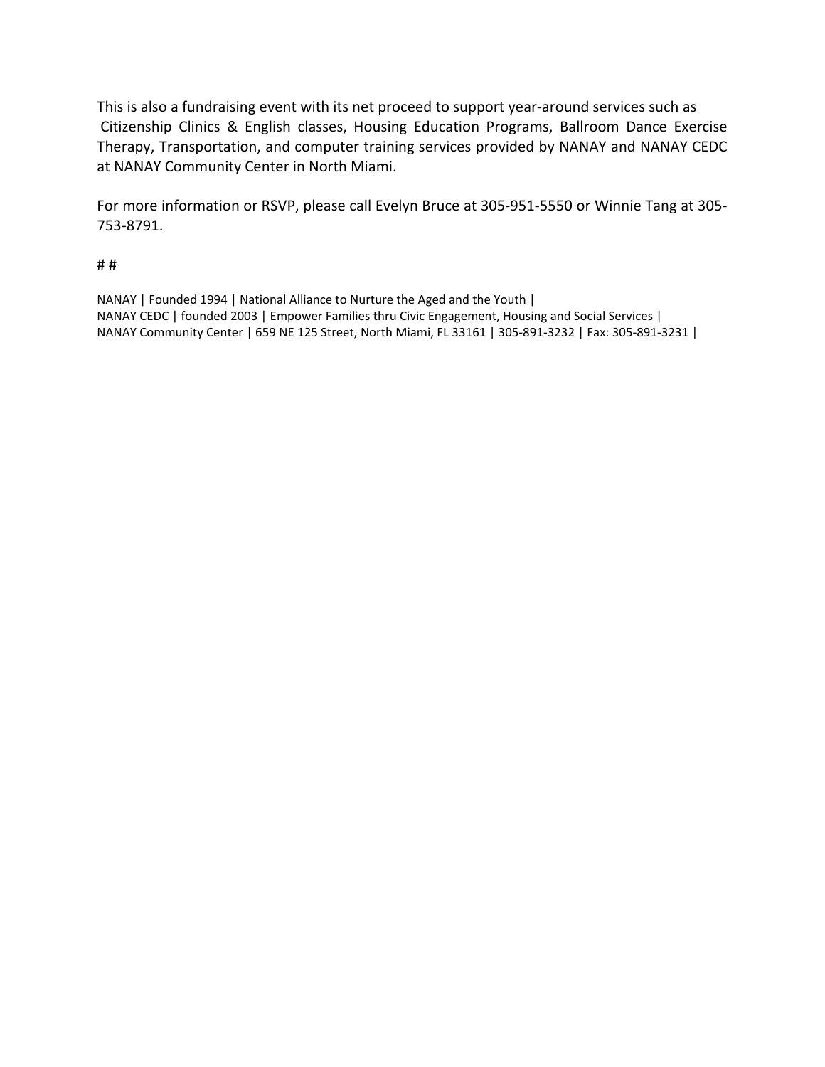This is also a fundraising event with its net proceed to support year-around services such as Citizenship Clinics & English classes, Housing Education Programs, Ballroom Dance Exercise Therapy, Transportation, and computer training services provided by NANAY and NANAY CEDC at NANAY Community Center in North Miami.

For more information or RSVP, please call Evelyn Bruce at 305-951-5550 or Winnie Tang at 305-753-8791.

# #

NANAY | Founded 1994 | National Alliance to Nurture the Aged and the Youth |
NANAY CEDC | founded 2003 | Empower Families thru Civic Engagement, Housing and Social Services |
NANAY Community Center | 659 NE 125 Street, North Miami, FL 33161 | 305-891-3232 | Fax: 305-891-3231 |